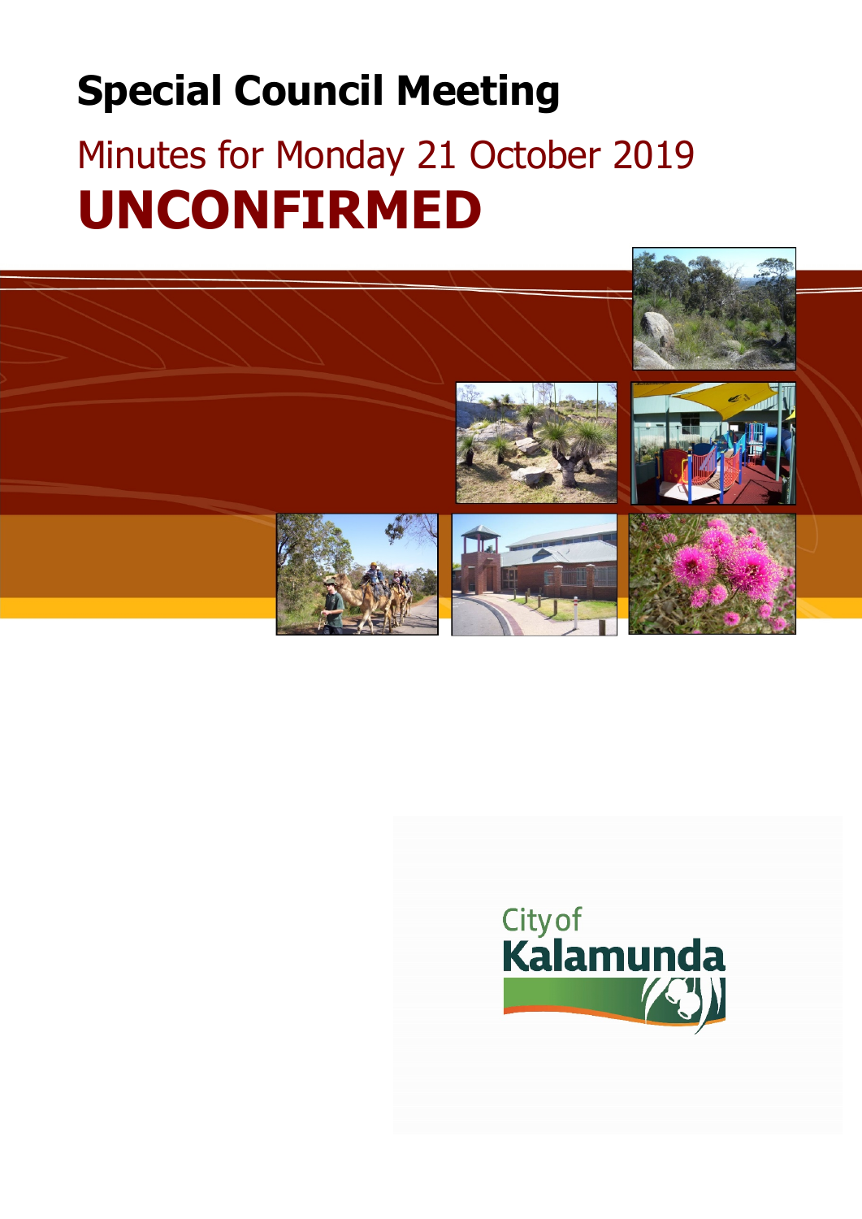# Special Council Meeting

## Minutes for Monday 21 October 2019

# UNCONFIRMED

City of Kalamunda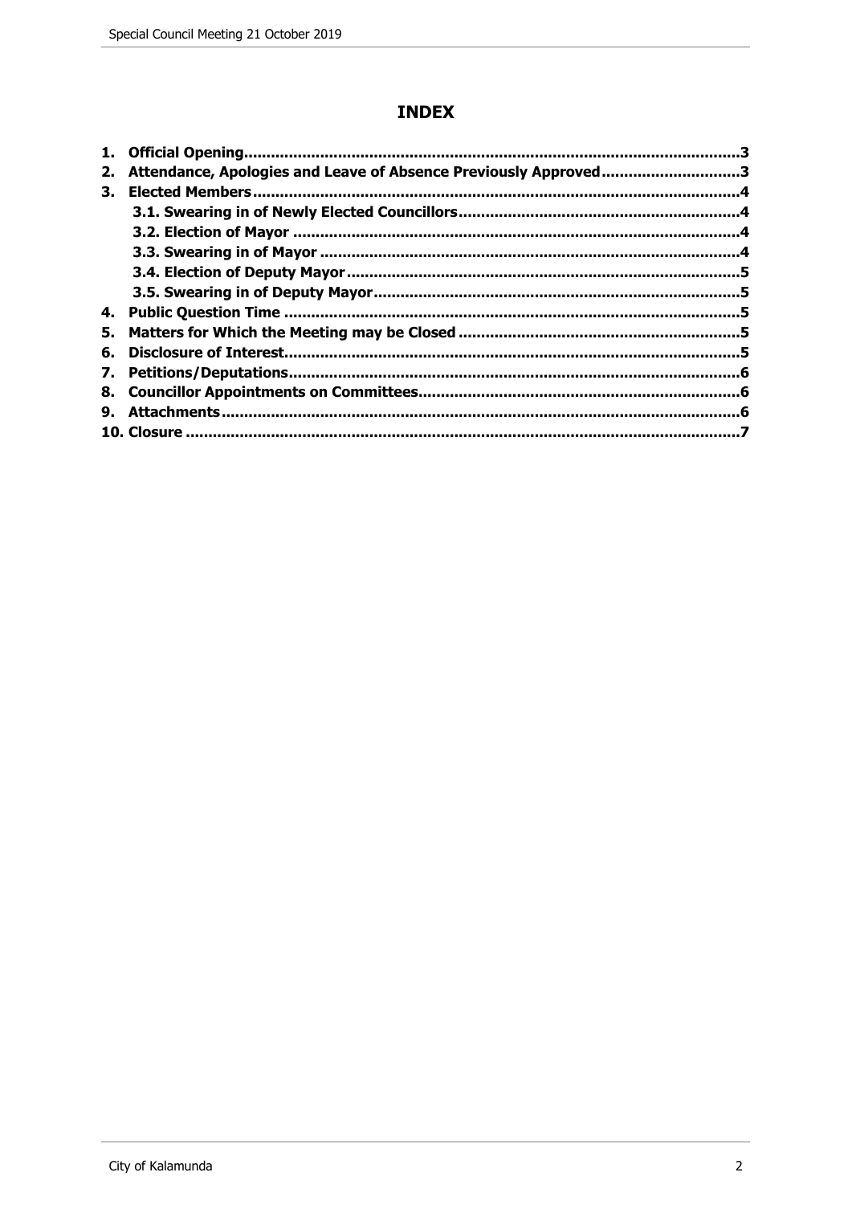# INDEX

1. **Official Opening** .......... 3
2. **Attendance, Apologies and Leave of Absence Previously Approved** .......... 3
3. **Elected Members** .......... 4
   - **3.1. Swearing in of Newly Elected Councillors** .......... 4
   - **3.2. Election of Mayor** .......... 4
   - **3.3. Swearing in of Mayor** .......... 4
   - **3.4. Election of Deputy Mayor** .......... 5
   - **3.5. Swearing in of Deputy Mayor** .......... 5
4. **Public Question Time** .......... 5
5. **Matters for Which the Meeting may be Closed** .......... 5
6. **Disclosure of Interest** .......... 5
7. **Petitions/Deputations** .......... 6
8. **Councillor Appointments on Committees** .......... 6
9. **Attachments** .......... 6
10. **Closure** .......... 7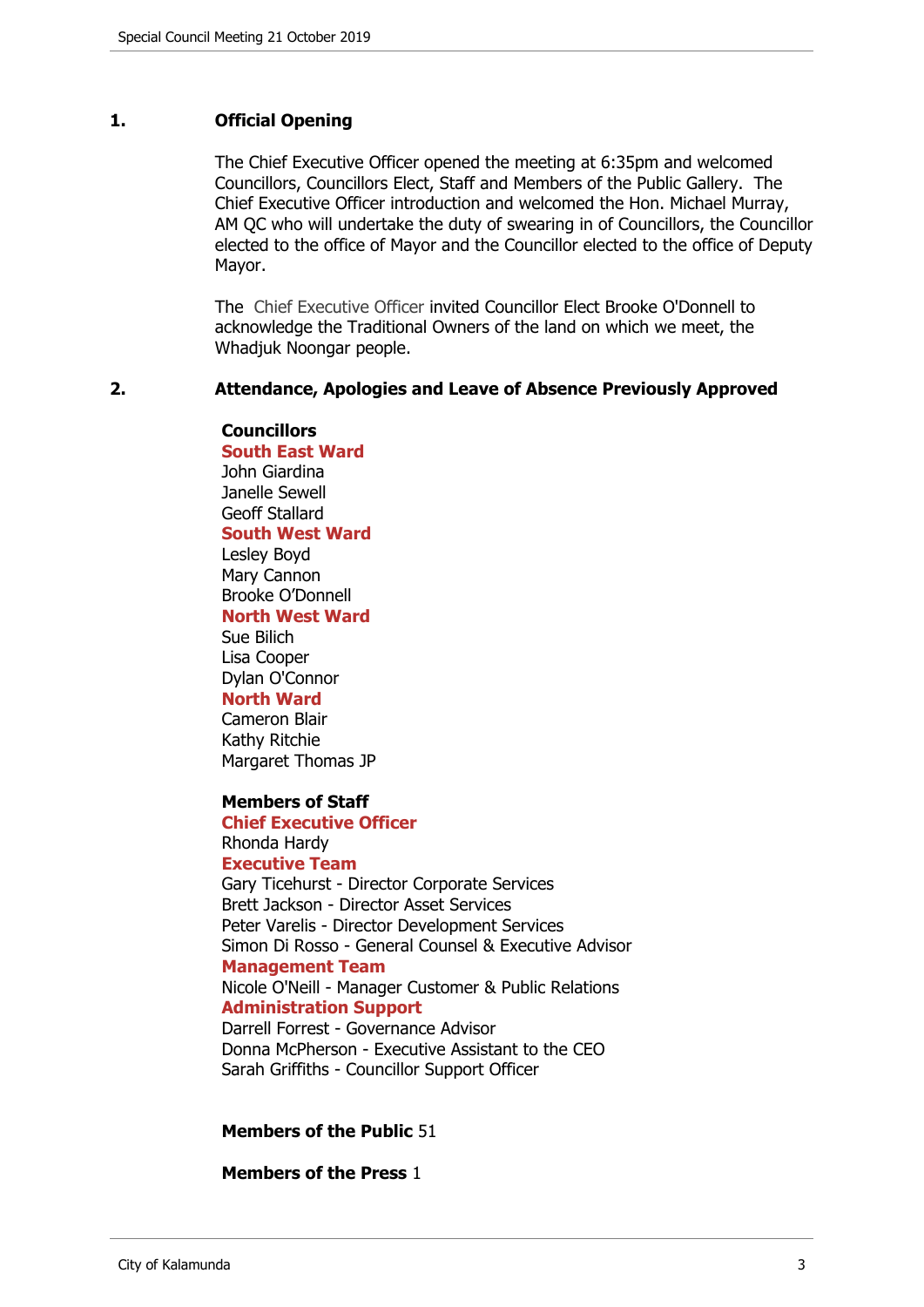## 1. Official Opening

The Chief Executive Officer opened the meeting at 6:35pm and welcomed Councillors, Councillors Elect, Staff and Members of the Public Gallery. The Chief Executive Officer introduction and welcomed the Hon. Michael Murray, AM QC who will undertake the duty of swearing in of Councillors, the Councillor elected to the office of Mayor and the Councillor elected to the office of Deputy Mayor.

The Chief Executive Officer invited Councillor Elect Brooke O'Donnell to acknowledge the Traditional Owners of the land on which we meet, the Whadjuk Noongar people.

## 2. Attendance, Apologies and Leave of Absence Previously Approved

**Councillors**

**South East Ward**
John Giardina
Janelle Sewell
Geoff Stallard

**South West Ward**
Lesley Boyd
Mary Cannon
Brooke O'Donnell

**North West Ward**
Sue Bilich
Lisa Cooper
Dylan O'Connor

**North Ward**
Cameron Blair
Kathy Ritchie
Margaret Thomas JP

**Members of Staff**

**Chief Executive Officer**
Rhonda Hardy

**Executive Team**
Gary Ticehurst - Director Corporate Services
Brett Jackson - Director Asset Services
Peter Varelis - Director Development Services
Simon Di Rosso - General Counsel & Executive Advisor

**Management Team**
Nicole O'Neill - Manager Customer & Public Relations

**Administration Support**
Darrell Forrest - Governance Advisor
Donna McPherson - Executive Assistant to the CEO
Sarah Griffiths - Councillor Support Officer

**Members of the Public** 51

**Members of the Press** 1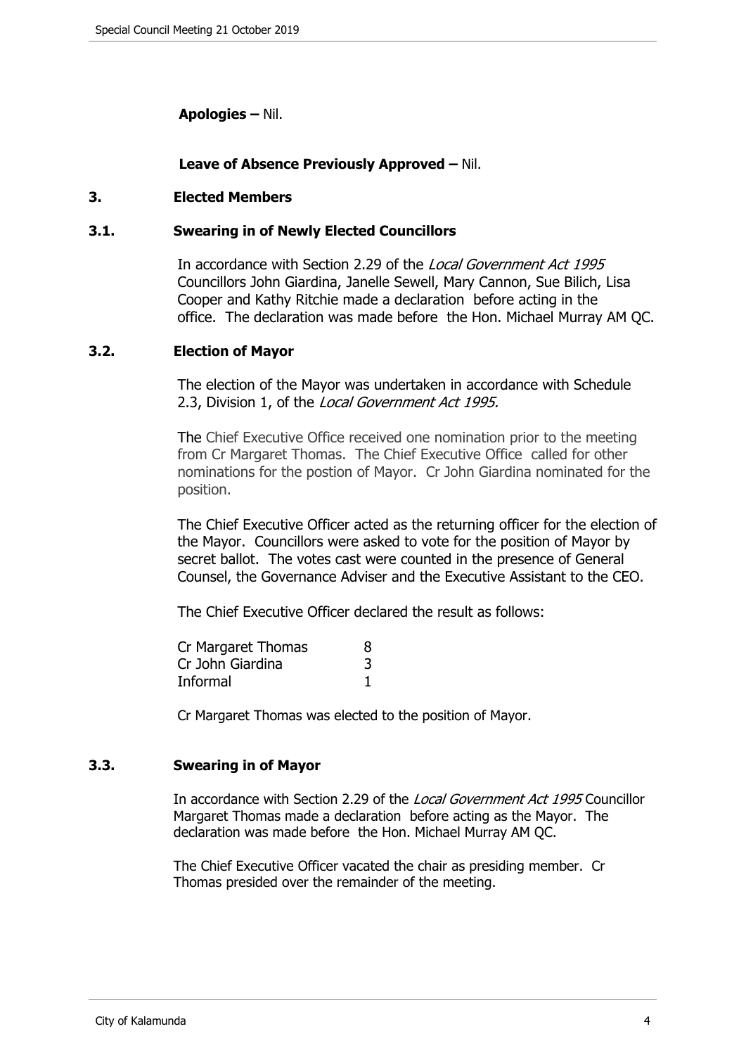**Apologies –** Nil.

**Leave of Absence Previously Approved –** Nil.

## 3. Elected Members

### 3.1. Swearing in of Newly Elected Councillors

In accordance with Section 2.29 of the *Local Government Act 1995* Councillors John Giardina, Janelle Sewell, Mary Cannon, Sue Bilich, Lisa Cooper and Kathy Ritchie made a declaration before acting in the office. The declaration was made before the Hon. Michael Murray AM QC.

### 3.2. Election of Mayor

The election of the Mayor was undertaken in accordance with Schedule 2.3, Division 1, of the *Local Government Act 1995.*

The Chief Executive Office received one nomination prior to the meeting from Cr Margaret Thomas. The Chief Executive Office called for other nominations for the postion of Mayor. Cr John Giardina nominated for the position.

The Chief Executive Officer acted as the returning officer for the election of the Mayor. Councillors were asked to vote for the position of Mayor by secret ballot. The votes cast were counted in the presence of General Counsel, the Governance Adviser and the Executive Assistant to the CEO.

The Chief Executive Officer declared the result as follows:

| | |
|---|---|
| Cr Margaret Thomas | 8 |
| Cr John Giardina | 3 |
| Informal | 1 |

Cr Margaret Thomas was elected to the position of Mayor.

### 3.3. Swearing in of Mayor

In accordance with Section 2.29 of the *Local Government Act 1995* Councillor Margaret Thomas made a declaration before acting as the Mayor. The declaration was made before the Hon. Michael Murray AM QC.

The Chief Executive Officer vacated the chair as presiding member. Cr Thomas presided over the remainder of the meeting.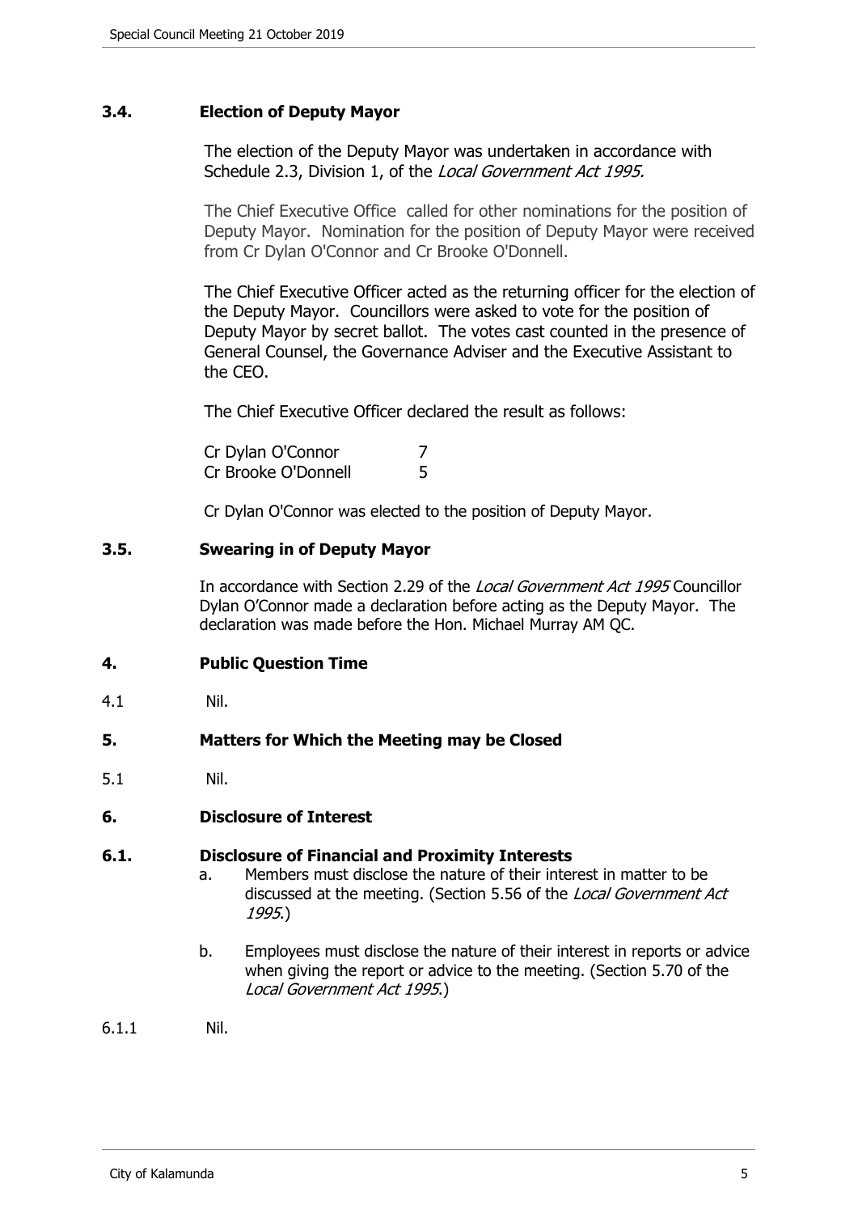### 3.4. Election of Deputy Mayor

The election of the Deputy Mayor was undertaken in accordance with Schedule 2.3, Division 1, of the *Local Government Act 1995.*

The Chief Executive Office called for other nominations for the position of Deputy Mayor. Nomination for the position of Deputy Mayor were received from Cr Dylan O'Connor and Cr Brooke O'Donnell.

The Chief Executive Officer acted as the returning officer for the election of the Deputy Mayor. Councillors were asked to vote for the position of Deputy Mayor by secret ballot. The votes cast counted in the presence of General Counsel, the Governance Adviser and the Executive Assistant to the CEO.

The Chief Executive Officer declared the result as follows:

| | |
|---|---|
| Cr Dylan O'Connor | 7 |
| Cr Brooke O'Donnell | 5 |

Cr Dylan O'Connor was elected to the position of Deputy Mayor.

### 3.5. Swearing in of Deputy Mayor

In accordance with Section 2.29 of the *Local Government Act 1995* Councillor Dylan O'Connor made a declaration before acting as the Deputy Mayor. The declaration was made before the Hon. Michael Murray AM QC.

## 4. Public Question Time

4.1 Nil.

## 5. Matters for Which the Meeting may be Closed

5.1 Nil.

## 6. Disclosure of Interest

### 6.1. Disclosure of Financial and Proximity Interests

a. Members must disclose the nature of their interest in matter to be discussed at the meeting. (Section 5.56 of the *Local Government Act 1995*.)

b. Employees must disclose the nature of their interest in reports or advice when giving the report or advice to the meeting. (Section 5.70 of the *Local Government Act 1995*.)

6.1.1 Nil.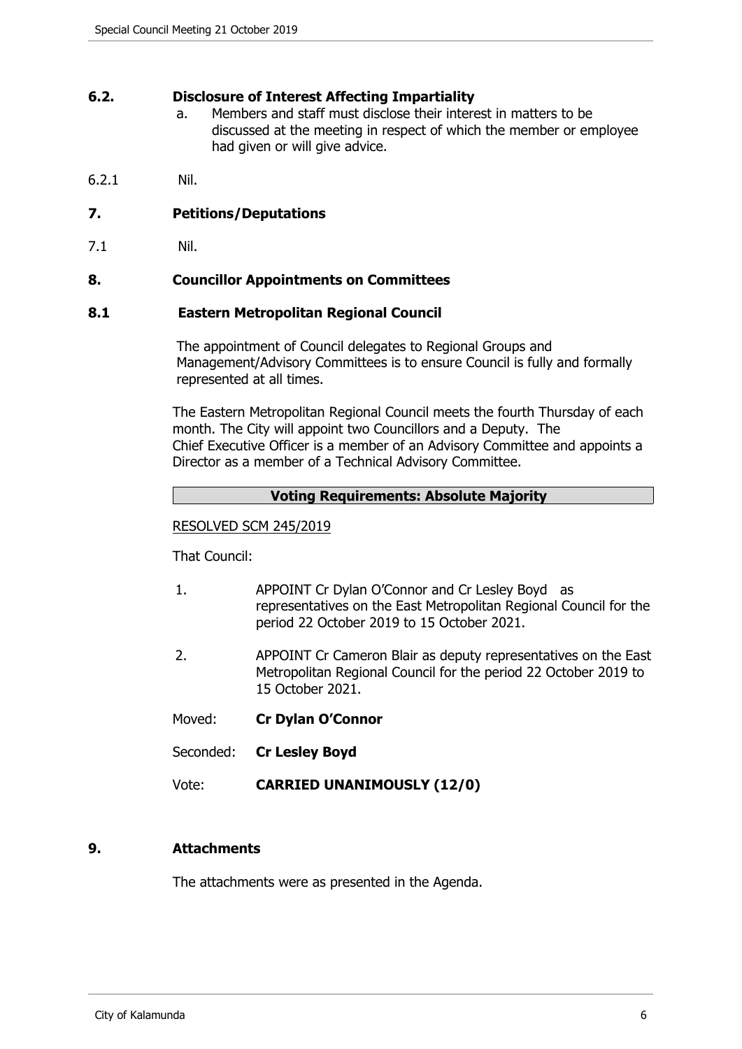## 6.2. Disclosure of Interest Affecting Impartiality

a. Members and staff must disclose their interest in matters to be discussed at the meeting in respect of which the member or employee had given or will give advice.

6.2.1 Nil.

## 7. Petitions/Deputations

7.1 Nil.

## 8. Councillor Appointments on Committees

### 8.1 Eastern Metropolitan Regional Council

The appointment of Council delegates to Regional Groups and Management/Advisory Committees is to ensure Council is fully and formally represented at all times.

The Eastern Metropolitan Regional Council meets the fourth Thursday of each month. The City will appoint two Councillors and a Deputy. The Chief Executive Officer is a member of an Advisory Committee and appoints a Director as a member of a Technical Advisory Committee.

**Voting Requirements: Absolute Majority**

RESOLVED SCM 245/2019

That Council:

1. APPOINT Cr Dylan O'Connor and Cr Lesley Boyd as representatives on the East Metropolitan Regional Council for the period 22 October 2019 to 15 October 2021.

2. APPOINT Cr Cameron Blair as deputy representatives on the East Metropolitan Regional Council for the period 22 October 2019 to 15 October 2021.

Moved: **Cr Dylan O'Connor**

Seconded: **Cr Lesley Boyd**

Vote: **CARRIED UNANIMOUSLY (12/0)**

## 9. Attachments

The attachments were as presented in the Agenda.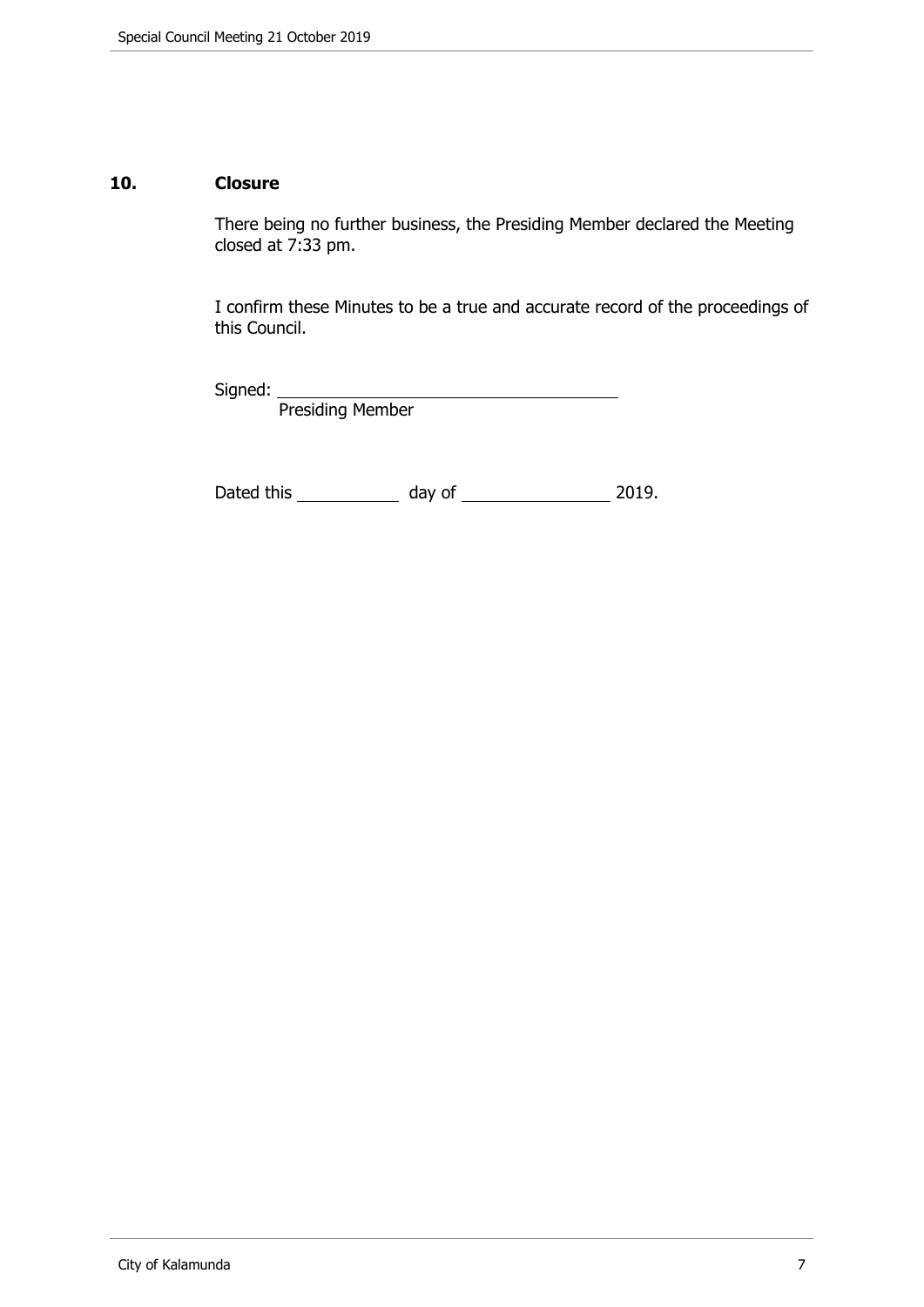## 10. Closure

There being no further business, the Presiding Member declared the Meeting closed at 7:33 pm.

I confirm these Minutes to be a true and accurate record of the proceedings of this Council.

Signed: ______________________________
Presiding Member

Dated this __________ day of ______________ 2019.